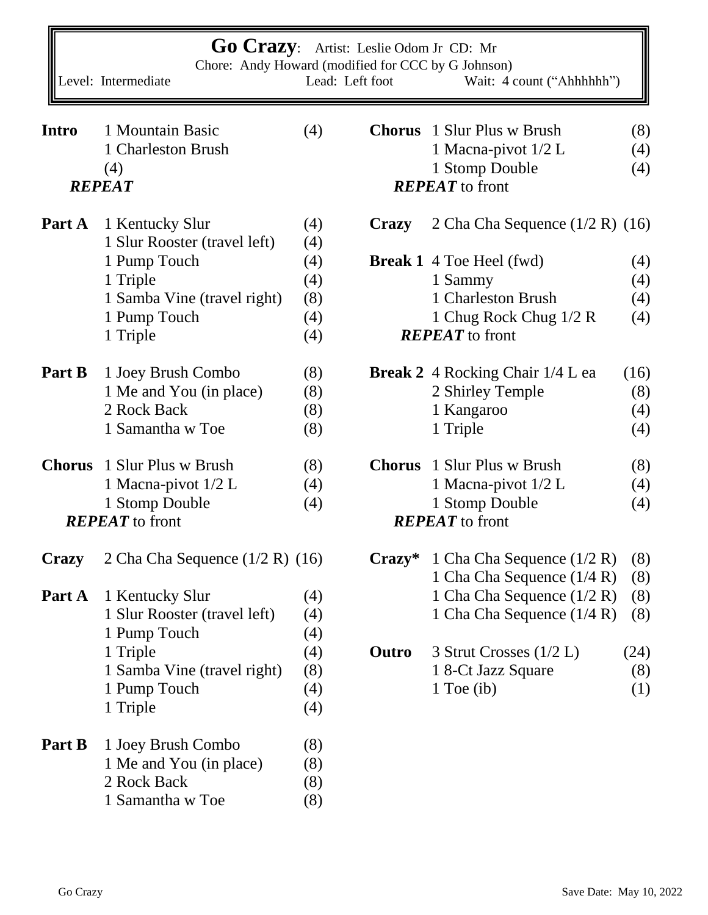# Go Crazy

Artist: Leslie Odom Jr CD: Mr

Chore: Andy Howard (modified for CCC by G Johnson)

Level: Intermediate | Lead: Left foot | Wait: 4 count ("Ahhhhhh")

| Section | Step | Count |
|---|---|---|
| **Intro** | 1 Mountain Basic | (4) |
| | 1 Charleston Brush | (4) |
| | ***REPEAT*** | |
| **Part A** | 1 Kentucky Slur | (4) |
| | 1 Slur Rooster (travel left) | (4) |
| | 1 Pump Touch | (4) |
| | 1 Triple | (4) |
| | 1 Samba Vine (travel right) | (8) |
| | 1 Pump Touch | (4) |
| | 1 Triple | (4) |
| **Part B** | 1 Joey Brush Combo | (8) |
| | 1 Me and You (in place) | (8) |
| | 2 Rock Back | (8) |
| | 1 Samantha w Toe | (8) |
| **Chorus** | 1 Slur Plus w Brush | (8) |
| | 1 Macna-pivot 1/2 L | (4) |
| | 1 Stomp Double | (4) |
| | ***REPEAT*** to front | |
| **Crazy** | 2 Cha Cha Sequence (1/2 R) | (16) |
| **Part A** | 1 Kentucky Slur | (4) |
| | 1 Slur Rooster (travel left) | (4) |
| | 1 Pump Touch | (4) |
| | 1 Triple | (4) |
| | 1 Samba Vine (travel right) | (8) |
| | 1 Pump Touch | (4) |
| | 1 Triple | (4) |
| **Part B** | 1 Joey Brush Combo | (8) |
| | 1 Me and You (in place) | (8) |
| | 2 Rock Back | (8) |
| | 1 Samantha w Toe | (8) |
| **Chorus** | 1 Slur Plus w Brush | (8) |
| | 1 Macna-pivot 1/2 L | (4) |
| | 1 Stomp Double | (4) |
| | ***REPEAT*** to front | |
| **Crazy** | 2 Cha Cha Sequence (1/2 R) | (16) |
| **Break 1** | 4 Toe Heel (fwd) | (4) |
| | 1 Sammy | (4) |
| | 1 Charleston Brush | (4) |
| | 1 Chug Rock Chug 1/2 R | (4) |
| | ***REPEAT*** to front | |
| **Break 2** | 4 Rocking Chair 1/4 L ea | (16) |
| | 2 Shirley Temple | (8) |
| | 1 Kangaroo | (4) |
| | 1 Triple | (4) |
| **Chorus** | 1 Slur Plus w Brush | (8) |
| | 1 Macna-pivot 1/2 L | (4) |
| | 1 Stomp Double | (4) |
| | ***REPEAT*** to front | |
| **Crazy*** | 1 Cha Cha Sequence (1/2 R) | (8) |
| | 1 Cha Cha Sequence (1/4 R) | (8) |
| | 1 Cha Cha Sequence (1/2 R) | (8) |
| | 1 Cha Cha Sequence (1/4 R) | (8) |
| **Outro** | 3 Strut Crosses (1/2 L) | (24) |
| | 1 8-Ct Jazz Square | (8) |
| | 1 Toe (ib) | (1) |

Save Date: May 10, 2022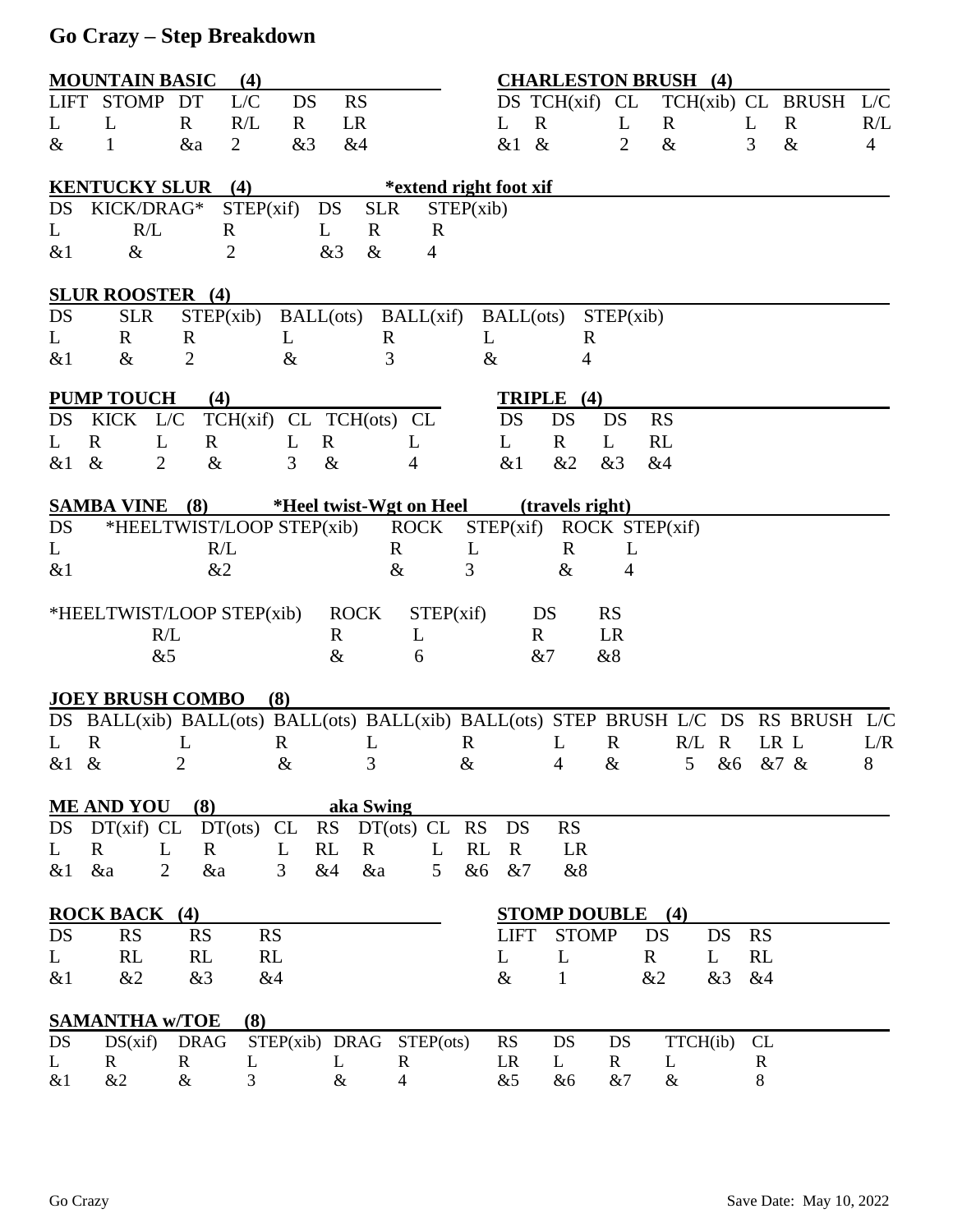# Go Crazy – Step Breakdown

**MOUNTAIN BASIC (4)**

| LIFT | STOMP | DT | L/C | DS | RS |
|---|---|---|---|---|---|
| L | L | R | R/L | R | LR |
| & | 1 | &a | 2 | &3 | &4 |

**CHARLESTON BRUSH (4)**

| DS | TCH(xif) | CL | TCH(xib) | CL | BRUSH | L/C |
|---|---|---|---|---|---|---|
| L | R | L | R | L | R | R/L |
| &1 | & | 2 | & | 3 | & | 4 |

**KENTUCKY SLUR (4)** *extend right foot xif

| DS | KICK/DRAG* | STEP(xif) | DS | SLR | STEP(xib) |
|---|---|---|---|---|---|
| L | R/L | R | L | R | R |
| &1 | & | 2 | &3 | & | 4 |

**SLUR ROOSTER (4)**

| DS | SLR | STEP(xib) | BALL(ots) | BALL(xif) | BALL(ots) | STEP(xib) |
|---|---|---|---|---|---|---|
| L | R | R | L | R | L | R |
| &1 | & | 2 | & | 3 | & | 4 |

**PUMP TOUCH (4)**

| DS | KICK | L/C | TCH(xif) | CL | TCH(ots) | CL |
|---|---|---|---|---|---|---|
| L | R | L | R | L | R | L |
| &1 | & | 2 | & | 3 | & | 4 |

**TRIPLE (4)**

| DS | DS | DS | RS |
|---|---|---|---|
| L | R | L | RL |
| &1 | &2 | &3 | &4 |

**SAMBA VINE (8)** *Heel twist-Wgt on Heel (travels right)

| DS | *HEELTWIST/LOOP STEP(xib) | ROCK | STEP(xif) | ROCK | STEP(xif) |
|---|---|---|---|---|---|
| L | R/L | R | L | R | L |
| &1 | &2 | & | 3 | & | 4 |

| *HEELTWIST/LOOP STEP(xib) | ROCK | STEP(xif) | DS | RS |
|---|---|---|---|---|
| R/L | R | L | R | LR |
| &5 | & | 6 | &7 | &8 |

**JOEY BRUSH COMBO (8)**

| DS | BALL(xib) | BALL(ots) | BALL(ots) | BALL(xib) | BALL(ots) | STEP | BRUSH | L/C | DS | RS | BRUSH | L/C |
|---|---|---|---|---|---|---|---|---|---|---|---|---|
| L | R | L | R | L | R | L | R | R/L | R | LR | L | L/R |
| &1 | & | 2 | & | 3 | & | 4 | & | 5 | &6 | &7 | & | 8 |

**ME AND YOU (8)** aka Swing

| DS | DT(xif) | CL | DT(ots) | CL | RS | DT(ots) | CL | RS | DS | RS |
|---|---|---|---|---|---|---|---|---|---|---|
| L | R | L | R | L | RL | R | L | RL | R | LR |
| &1 | &a | 2 | &a | 3 | &4 | &a | 5 | &6 | &7 | &8 |

**ROCK BACK (4)**

| DS | RS | RS | RS |
|---|---|---|---|
| L | RL | RL | RL |
| &1 | &2 | &3 | &4 |

**STOMP DOUBLE (4)**

| LIFT | STOMP | DS | DS | RS |
|---|---|---|---|---|
| L | L | R | L | RL |
| & | 1 | &2 | &3 | &4 |

**SAMANTHA w/TOE (8)**

| DS | DS(xif) | DRAG | STEP(xib) | DRAG | STEP(ots) | RS | DS | DS | TTCH(ib) | CL |
|---|---|---|---|---|---|---|---|---|---|---|
| L | R | R | L | L | R | LR | L | R | L | R |
| &1 | &2 | & | 3 | & | 4 | &5 | &6 | &7 | & | 8 |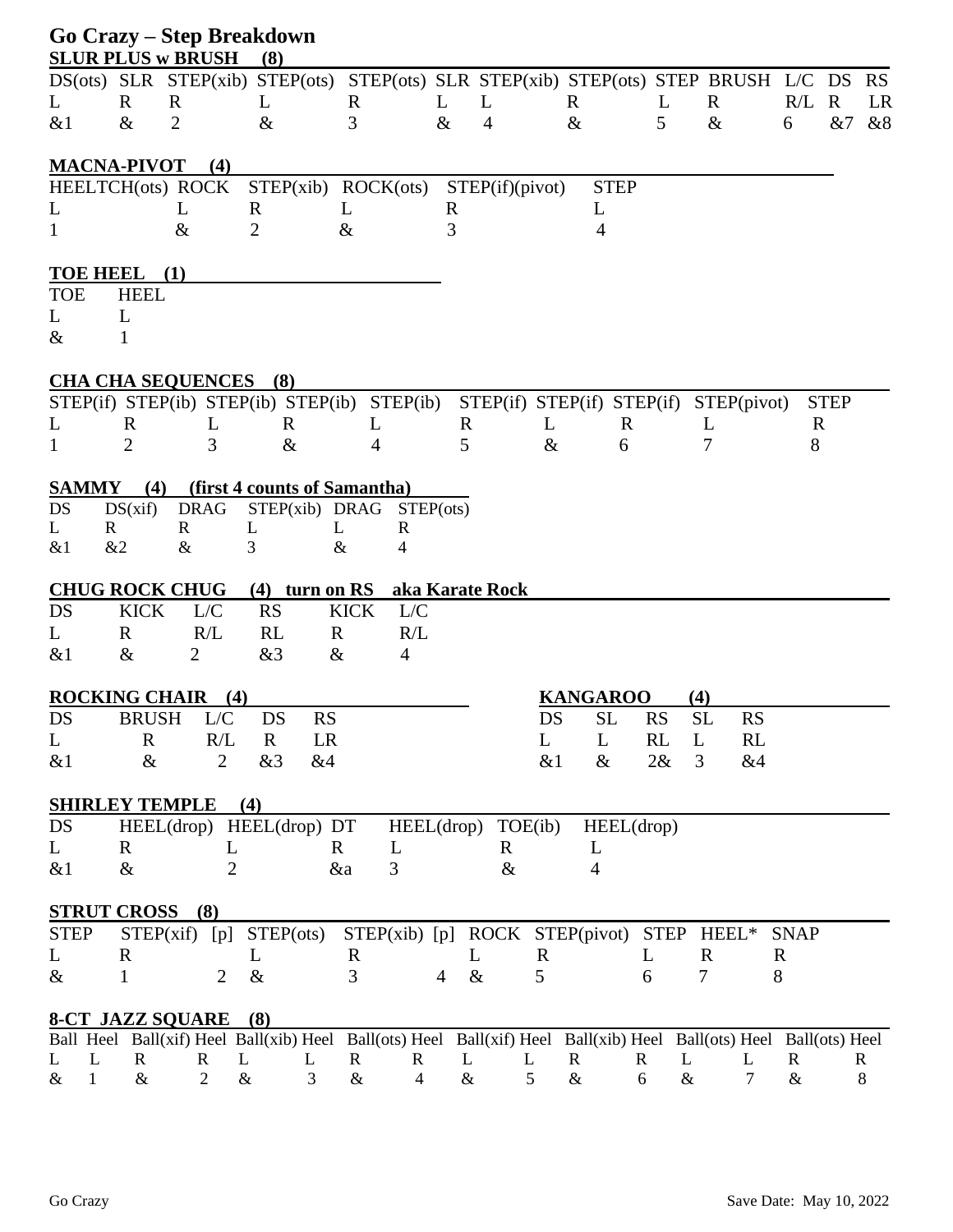# Go Crazy – Step Breakdown

## SLUR PLUS w BRUSH (8)

| | | | | | | | | | | | | |
|---|---|---|---|---|---|---|---|---|---|---|---|---|
| DS(ots) | SLR | STEP(xib) | STEP(ots) | STEP(ots) | SLR | STEP(xib) | STEP(ots) | STEP | BRUSH | L/C | DS | RS |
| L | R | R | L | R | L | L | R | L | R | R/L | R | LR |
| &1 | & | 2 | & | 3 | & | 4 | & | 5 | & | 6 | &7 | &8 |

## MACNA-PIVOT (4)

| | | | | | |
|---|---|---|---|---|---|
| HEELTCH(ots) | ROCK | STEP(xib) | ROCK(ots) | STEP(if)(pivot) | STEP |
| L | L | R | L | R | L |
| 1 | & | 2 | & | 3 | 4 |

## TOE HEEL (1)

| | |
|---|---|
| TOE | HEEL |
| L | L |
| & | 1 |

## CHA CHA SEQUENCES (8)

| | | | | | | | | | |
|---|---|---|---|---|---|---|---|---|---|
| STEP(if) | STEP(ib) | STEP(ib) | STEP(ib) | STEP(ib) | STEP(if) | STEP(if) | STEP(if) | STEP(pivot) | STEP |
| L | R | L | R | L | R | L | R | L | R |
| 1 | 2 | 3 | & | 4 | 5 | & | 6 | 7 | 8 |

## SAMMY (4) (first 4 counts of Samantha)

| | | | | | |
|---|---|---|---|---|---|
| DS | DS(xif) | DRAG | STEP(xib) | DRAG | STEP(ots) |
| L | R | R | L | L | R |
| &1 | &2 | & | 3 | & | 4 |

## CHUG ROCK CHUG (4) turn on RS aka Karate Rock

| | | | | | |
|---|---|---|---|---|---|
| DS | KICK | L/C | RS | KICK | L/C |
| L | R | R/L | RL | R | R/L |
| &1 | & | 2 | &3 | & | 4 |

## ROCKING CHAIR (4)

| | | | | |
|---|---|---|---|---|
| DS | BRUSH | L/C | DS | RS |
| L | R | R/L | R | LR |
| &1 | & | 2 | &3 | &4 |

## KANGAROO (4)

| | | | | |
|---|---|---|---|---|
| DS | SL | RS | SL | RS |
| L | L | RL | L | RL |
| &1 | & | 2& | 3 | &4 |

## SHIRLEY TEMPLE (4)

| | | | | | | |
|---|---|---|---|---|---|---|
| DS | HEEL(drop) | HEEL(drop) | DT | HEEL(drop) | TOE(ib) | HEEL(drop) |
| L | R | L | R | L | R | L |
| &1 | & | 2 | &a | 3 | & | 4 |

## STRUT CROSS (8)

| | | | | | | | | | | | |
|---|---|---|---|---|---|---|---|---|---|---|---|
| STEP | STEP(xif) | [p] | STEP(ots) | STEP(xib) | [p] | ROCK | STEP(pivot) | STEP | HEEL* | SNAP |
| L | R | | L | R | | L | R | L | R | R |
| & | 1 | 2 | & | 3 | 4 | & | 5 | 6 | 7 | 8 |

## 8-CT JAZZ SQUARE (8)

| | | | | | | | | | | | | | | | |
|---|---|---|---|---|---|---|---|---|---|---|---|---|---|---|---|
| Ball | Heel | Ball(xif) | Heel | Ball(xib) | Heel | Ball(ots) | Heel | Ball(xif) | Heel | Ball(xib) | Heel | Ball(ots) | Heel | Ball(ots) | Heel |
| L | L | R | R | L | L | R | R | L | L | R | R | L | L | R | R |
| & | 1 | & | 2 | & | 3 | & | 4 | & | 5 | & | 6 | & | 7 | & | 8 |